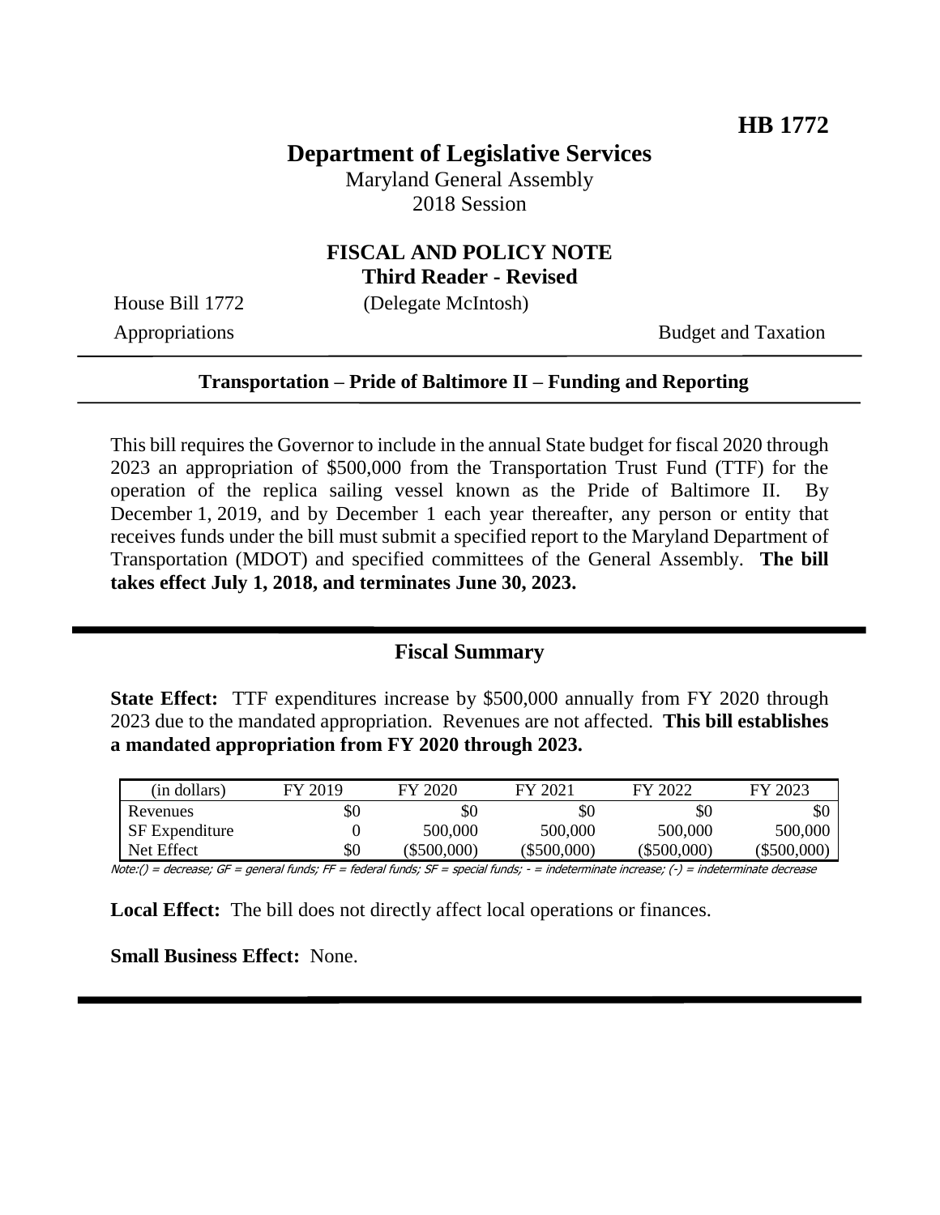**HB 1772**

# Department of Legislative Services

Maryland General Assembly
2018 Session

## FISCAL AND POLICY NOTE
**Third Reader - Revised**

House Bill 1772 (Delegate McIntosh)

Appropriations Budget and Taxation

---

**Transportation – Pride of Baltimore II – Funding and Reporting**

---

This bill requires the Governor to include in the annual State budget for fiscal 2020 through 2023 an appropriation of $500,000 from the Transportation Trust Fund (TTF) for the operation of the replica sailing vessel known as the Pride of Baltimore II. By December 1, 2019, and by December 1 each year thereafter, any person or entity that receives funds under the bill must submit a specified report to the Maryland Department of Transportation (MDOT) and specified committees of the General Assembly. **The bill takes effect July 1, 2018, and terminates June 30, 2023.**

---

## Fiscal Summary

**State Effect:** TTF expenditures increase by $500,000 annually from FY 2020 through 2023 due to the mandated appropriation. Revenues are not affected. **This bill establishes a mandated appropriation from FY 2020 through 2023.**

| (in dollars) | FY 2019 | FY 2020 | FY 2021 | FY 2022 | FY 2023 |
|---|---|---|---|---|---|
| Revenues | $0 | $0 | $0 | $0 | $0 |
| SF Expenditure | 0 | 500,000 | 500,000 | 500,000 | 500,000 |
| Net Effect | $0 | ($500,000) | ($500,000) | ($500,000) | ($500,000) |

Note:() = decrease; GF = general funds; FF = federal funds; SF = special funds; - = indeterminate increase; (-) = indeterminate decrease

**Local Effect:** The bill does not directly affect local operations or finances.

**Small Business Effect:** None.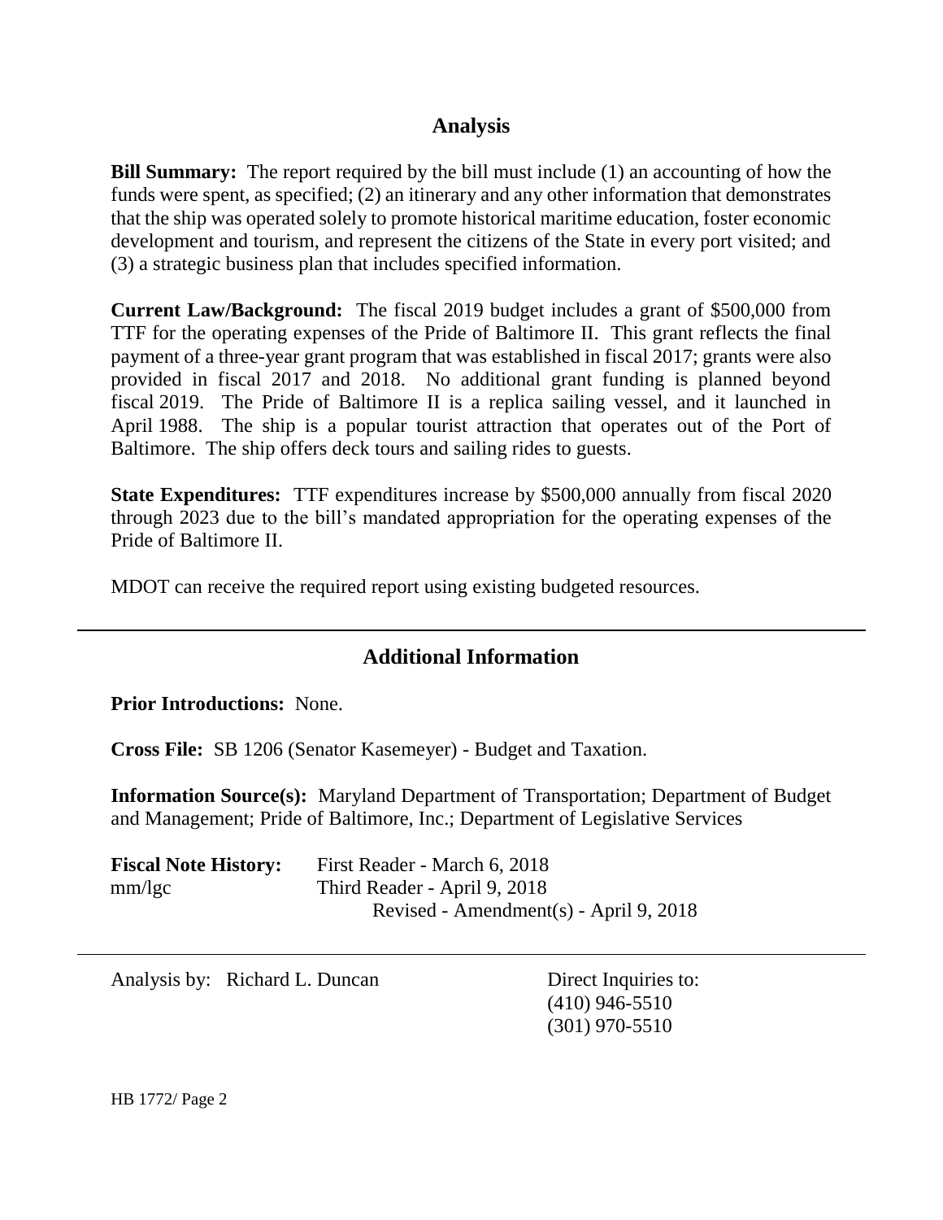## Analysis

**Bill Summary:** The report required by the bill must include (1) an accounting of how the funds were spent, as specified; (2) an itinerary and any other information that demonstrates that the ship was operated solely to promote historical maritime education, foster economic development and tourism, and represent the citizens of the State in every port visited; and (3) a strategic business plan that includes specified information.

**Current Law/Background:** The fiscal 2019 budget includes a grant of $500,000 from TTF for the operating expenses of the Pride of Baltimore II. This grant reflects the final payment of a three-year grant program that was established in fiscal 2017; grants were also provided in fiscal 2017 and 2018. No additional grant funding is planned beyond fiscal 2019. The Pride of Baltimore II is a replica sailing vessel, and it launched in April 1988. The ship is a popular tourist attraction that operates out of the Port of Baltimore. The ship offers deck tours and sailing rides to guests.

**State Expenditures:** TTF expenditures increase by $500,000 annually from fiscal 2020 through 2023 due to the bill's mandated appropriation for the operating expenses of the Pride of Baltimore II.

MDOT can receive the required report using existing budgeted resources.

## Additional Information

**Prior Introductions:** None.

**Cross File:** SB 1206 (Senator Kasemeyer) - Budget and Taxation.

**Information Source(s):** Maryland Department of Transportation; Department of Budget and Management; Pride of Baltimore, Inc.; Department of Legislative Services

**Fiscal Note History:** First Reader - March 6, 2018
mm/lgc Third Reader - April 9, 2018
Revised - Amendment(s) - April 9, 2018

Analysis by: Richard L. Duncan

Direct Inquiries to:
(410) 946-5510
(301) 970-5510